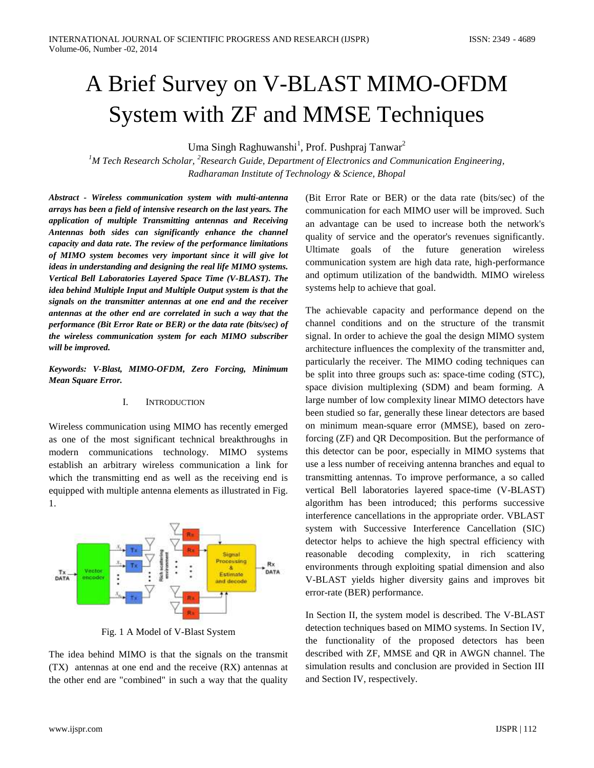# A Brief Survey on V-BLAST MIMO-OFDM System with ZF and MMSE Techniques

Uma Singh Raghuwanshi[1], Prof. Pushpraj Tanwar[2]

[1]*M Tech Research Scholar,* [2]*Research Guide, Department of Electronics and Communication Engineering, Radharaman Institute of Technology & Science, Bhopal*

***Abstract - Wireless communication system with multi-antenna arrays has been a field of intensive research on the last years. The application of multiple Transmitting antennas and Receiving Antennas both sides can significantly enhance the channel capacity and data rate. The review of the performance limitations of MIMO system becomes very important since it will give lot ideas in understanding and designing the real life MIMO systems. Vertical Bell Laboratories Layered Space Time (V-BLAST). The idea behind Multiple Input and Multiple Output system is that the signals on the transmitter antennas at one end and the receiver antennas at the other end are correlated in such a way that the performance (Bit Error Rate or BER) or the data rate (bits/sec) of the wireless communication system for each MIMO subscriber will be improved.***

***Keywords: V-Blast, MIMO-OFDM, Zero Forcing, Minimum Mean Square Error.***

## I. INTRODUCTION

Wireless communication using MIMO has recently emerged as one of the most significant technical breakthroughs in modern communications technology. MIMO systems establish an arbitrary wireless communication a link for which the transmitting end as well as the receiving end is equipped with multiple antenna elements as illustrated in Fig. 1.

Fig. 1 A Model of V-Blast System

The idea behind MIMO is that the signals on the transmit (TX) antennas at one end and the receive (RX) antennas at the other end are "combined" in such a way that the quality (Bit Error Rate or BER) or the data rate (bits/sec) of the communication for each MIMO user will be improved. Such an advantage can be used to increase both the network's quality of service and the operator's revenues significantly. Ultimate goals of the future generation wireless communication system are high data rate, high-performance and optimum utilization of the bandwidth. MIMO wireless systems help to achieve that goal.

The achievable capacity and performance depend on the channel conditions and on the structure of the transmit signal. In order to achieve the goal the design MIMO system architecture influences the complexity of the transmitter and, particularly the receiver. The MIMO coding techniques can be split into three groups such as: space-time coding (STC), space division multiplexing (SDM) and beam forming. A large number of low complexity linear MIMO detectors have been studied so far, generally these linear detectors are based on minimum mean-square error (MMSE), based on zero-forcing (ZF) and QR Decomposition. But the performance of this detector can be poor, especially in MIMO systems that use a less number of receiving antenna branches and equal to transmitting antennas. To improve performance, a so called vertical Bell laboratories layered space-time (V-BLAST) algorithm has been introduced; this performs successive interference cancellations in the appropriate order. VBLAST system with Successive Interference Cancellation (SIC) detector helps to achieve the high spectral efficiency with reasonable decoding complexity, in rich scattering environments through exploiting spatial dimension and also V-BLAST yields higher diversity gains and improves bit error-rate (BER) performance.

In Section II, the system model is described. The V-BLAST detection techniques based on MIMO systems. In Section IV, the functionality of the proposed detectors has been described with ZF, MMSE and QR in AWGN channel. The simulation results and conclusion are provided in Section III and Section IV, respectively.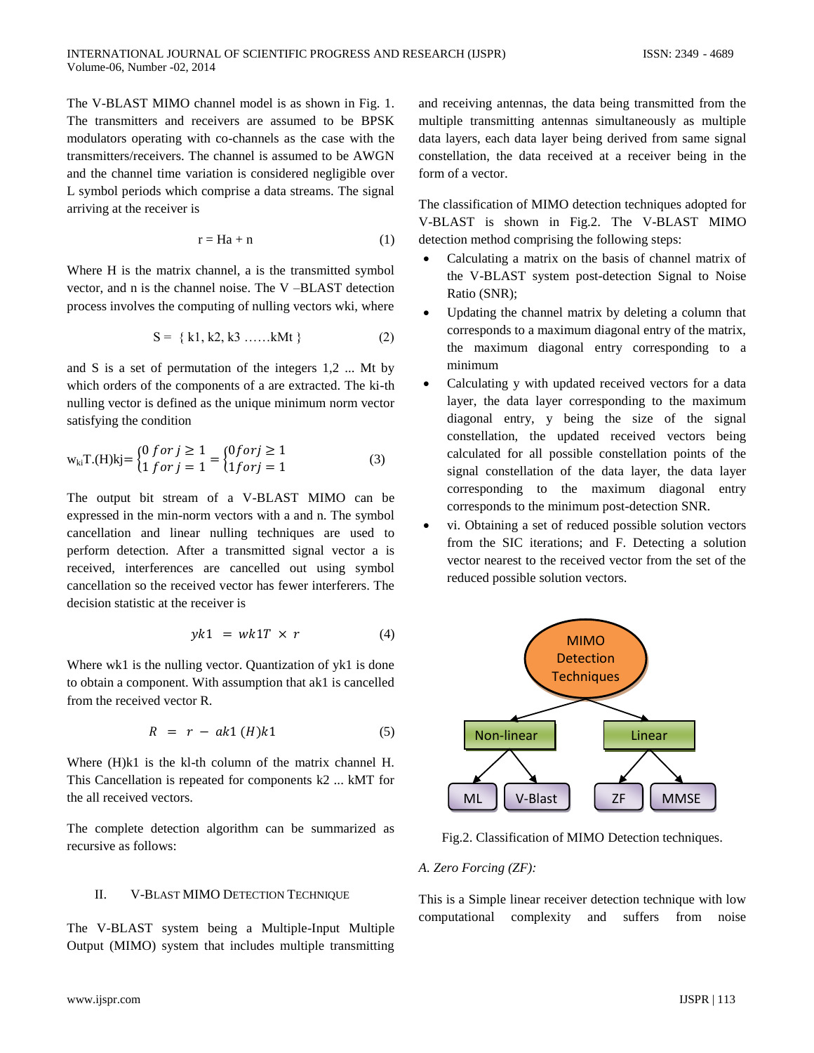The V-BLAST MIMO channel model is as shown in Fig. 1. The transmitters and receivers are assumed to be BPSK modulators operating with co-channels as the case with the transmitters/receivers. The channel is assumed to be AWGN and the channel time variation is considered negligible over L symbol periods which comprise a data streams. The signal arriving at the receiver is

$$r = Ha + n \tag{1}$$

Where H is the matrix channel, a is the transmitted symbol vector, and n is the channel noise. The V –BLAST detection process involves the computing of nulling vectors wki, where

$$S = \{ k1, k2, k3 \ldots\ldots kMt \} \tag{2}$$

and S is a set of permutation of the integers 1,2 ... Mt by which orders of the components of a are extracted. The ki-th nulling vector is defined as the unique minimum norm vector satisfying the condition

$$w_{ki}T.(H)kj = \begin{cases} 0 \ for\ j \geq 1 \\ 1 \ for\ j = 1 \end{cases} = \begin{cases} 0 for j \geq 1 \\ 1 for j = 1 \end{cases} \tag{3}$$

The output bit stream of a V-BLAST MIMO can be expressed in the min-norm vectors with a and n. The symbol cancellation and linear nulling techniques are used to perform detection. After a transmitted signal vector a is received, interferences are cancelled out using symbol cancellation so the received vector has fewer interferers. The decision statistic at the receiver is

$$yk1 \ = wk1T \ \times r \tag{4}$$

Where wk1 is the nulling vector. Quantization of yk1 is done to obtain a component. With assumption that ak1 is cancelled from the received vector R.

$$R \ = \ r \ - \ ak1 \ (H)k1 \tag{5}$$

Where (H)k1 is the kl-th column of the matrix channel H. This Cancellation is repeated for components k2 ... kMT for the all received vectors.

The complete detection algorithm can be summarized as recursive as follows:

## II. V-BLAST MIMO DETECTION TECHNIQUE

The V-BLAST system being a Multiple-Input Multiple Output (MIMO) system that includes multiple transmitting and receiving antennas, the data being transmitted from the multiple transmitting antennas simultaneously as multiple data layers, each data layer being derived from same signal constellation, the data received at a receiver being in the form of a vector.

The classification of MIMO detection techniques adopted for V-BLAST is shown in Fig.2. The V-BLAST MIMO detection method comprising the following steps:

- Calculating a matrix on the basis of channel matrix of the V-BLAST system post-detection Signal to Noise Ratio (SNR);
- Updating the channel matrix by deleting a column that corresponds to a maximum diagonal entry of the matrix, the maximum diagonal entry corresponding to a minimum
- Calculating y with updated received vectors for a data layer, the data layer corresponding to the maximum diagonal entry, y being the size of the signal constellation, the updated received vectors being calculated for all possible constellation points of the signal constellation of the data layer, the data layer corresponding to the maximum diagonal entry corresponds to the minimum post-detection SNR.
- vi. Obtaining a set of reduced possible solution vectors from the SIC iterations; and F. Detecting a solution vector nearest to the received vector from the set of the reduced possible solution vectors.

Fig.2. Classification of MIMO Detection techniques.

*A. Zero Forcing (ZF):*

This is a Simple linear receiver detection technique with low computational complexity and suffers from noise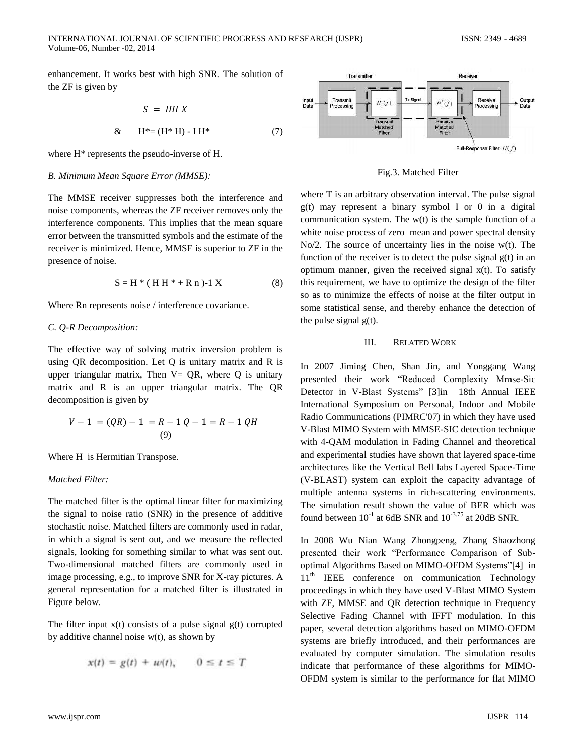enhancement. It works best with high SNR. The solution of the ZF is given by

$$S = HH X$$

$$\& \qquad H^* = (H^* H) - I H^* \qquad (7)$$

where H* represents the pseudo-inverse of H.

*B. Minimum Mean Square Error (MMSE):*

The MMSE receiver suppresses both the interference and noise components, whereas the ZF receiver removes only the interference components. This implies that the mean square error between the transmitted symbols and the estimate of the receiver is minimized. Hence, MMSE is superior to ZF in the presence of noise.

$$S = H * ( H H * + R n )-1 X \qquad (8)$$

Where Rn represents noise / interference covariance.

*C. Q-R Decomposition:*

The effective way of solving matrix inversion problem is using QR decomposition. Let Q is unitary matrix and R is upper triangular matrix, Then V= QR, where Q is unitary matrix and R is an upper triangular matrix. The QR decomposition is given by

$$V - 1 = (QR) - 1 = R - 1\, Q - 1 = R - 1\, QH \qquad (9)$$

Where H is Hermitian Transpose.

*Matched Filter:*

The matched filter is the optimal linear filter for maximizing the signal to noise ratio (SNR) in the presence of additive stochastic noise. Matched filters are commonly used in radar, in which a signal is sent out, and we measure the reflected signals, looking for something similar to what was sent out. Two-dimensional matched filters are commonly used in image processing, e.g., to improve SNR for X-ray pictures. A general representation for a matched filter is illustrated in Figure below.

The filter input x(t) consists of a pulse signal g(t) corrupted by additive channel noise w(t), as shown by

$$x(t) = g(t) + w(t), \qquad 0 \leq t \leq T$$

Fig.3. Matched Filter

where T is an arbitrary observation interval. The pulse signal g(t) may represent a binary symbol I or 0 in a digital communication system. The w(t) is the sample function of a white noise process of zero mean and power spectral density No/2. The source of uncertainty lies in the noise w(t). The function of the receiver is to detect the pulse signal g(t) in an optimum manner, given the received signal x(t). To satisfy this requirement, we have to optimize the design of the filter so as to minimize the effects of noise at the filter output in some statistical sense, and thereby enhance the detection of the pulse signal g(t).

## III. RELATED WORK

In 2007 Jiming Chen, Shan Jin, and Yonggang Wang presented their work "Reduced Complexity Mmse-Sic Detector in V-Blast Systems" [3]in 18th Annual IEEE International Symposium on Personal, Indoor and Mobile Radio Communications (PIMRC'07) in which they have used V-Blast MIMO System with MMSE-SIC detection technique with 4-QAM modulation in Fading Channel and theoretical and experimental studies have shown that layered space-time architectures like the Vertical Bell labs Layered Space-Time (V-BLAST) system can exploit the capacity advantage of multiple antenna systems in rich-scattering environments. The simulation result shown the value of BER which was found between $10^{-1}$ at 6dB SNR and $10^{-3.75}$ at 20dB SNR.

In 2008 Wu Nian Wang Zhongpeng, Zhang Shaozhong presented their work "Performance Comparison of Sub-optimal Algorithms Based on MIMO-OFDM Systems"[4] in 11th IEEE conference on communication Technology proceedings in which they have used V-Blast MIMO System with ZF, MMSE and QR detection technique in Frequency Selective Fading Channel with IFFT modulation. In this paper, several detection algorithms based on MIMO-OFDM systems are briefly introduced, and their performances are evaluated by computer simulation. The simulation results indicate that performance of these algorithms for MIMO-OFDM system is similar to the performance for flat MIMO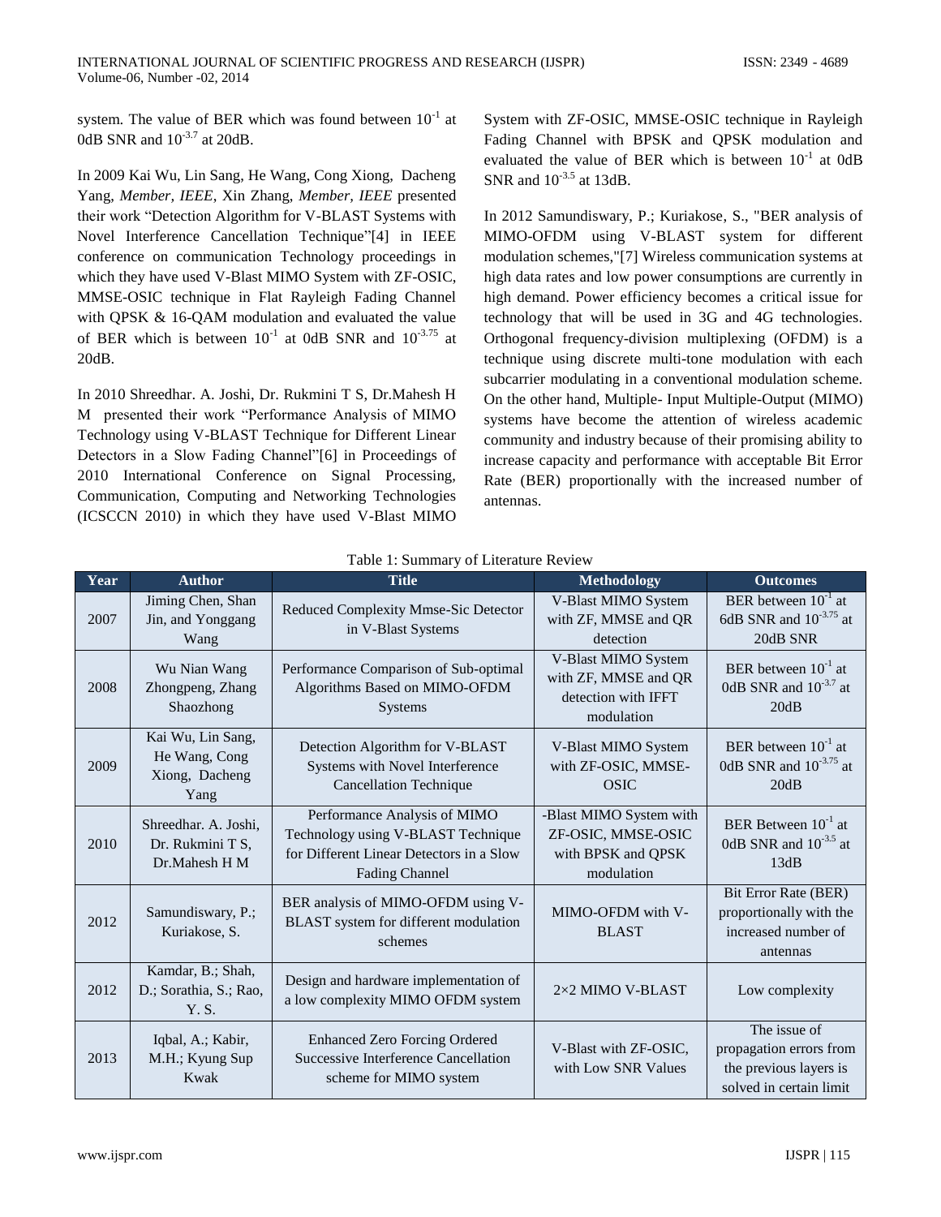system. The value of BER which was found between $10^{-1}$ at 0dB SNR and $10^{-3.7}$ at 20dB.

In 2009 Kai Wu, Lin Sang, He Wang, Cong Xiong, Dacheng Yang, *Member, IEEE*, Xin Zhang, *Member, IEEE* presented their work "Detection Algorithm for V-BLAST Systems with Novel Interference Cancellation Technique"[4] in IEEE conference on communication Technology proceedings in which they have used V-Blast MIMO System with ZF-OSIC, MMSE-OSIC technique in Flat Rayleigh Fading Channel with QPSK & 16-QAM modulation and evaluated the value of BER which is between $10^{-1}$ at 0dB SNR and $10^{-3.75}$ at 20dB.

In 2010 Shreedhar. A. Joshi, Dr. Rukmini T S, Dr.Mahesh H M presented their work "Performance Analysis of MIMO Technology using V-BLAST Technique for Different Linear Detectors in a Slow Fading Channel"[6] in Proceedings of 2010 International Conference on Signal Processing, Communication, Computing and Networking Technologies (ICSCCN 2010) in which they have used V-Blast MIMO System with ZF-OSIC, MMSE-OSIC technique in Rayleigh Fading Channel with BPSK and QPSK modulation and evaluated the value of BER which is between $10^{-1}$ at 0dB SNR and $10^{-3.5}$ at 13dB.

In 2012 Samundiswary, P.; Kuriakose, S., "BER analysis of MIMO-OFDM using V-BLAST system for different modulation schemes,"[7] Wireless communication systems at high data rates and low power consumptions are currently in high demand. Power efficiency becomes a critical issue for technology that will be used in 3G and 4G technologies. Orthogonal frequency-division multiplexing (OFDM) is a technique using discrete multi-tone modulation with each subcarrier modulating in a conventional modulation scheme. On the other hand, Multiple- Input Multiple-Output (MIMO) systems have become the attention of wireless academic community and industry because of their promising ability to increase capacity and performance with acceptable Bit Error Rate (BER) proportionally with the increased number of antennas.

Table 1: Summary of Literature Review

| Year | Author | Title | Methodology | Outcomes |
|---|---|---|---|---|
| 2007 | Jiming Chen, Shan Jin, and Yonggang Wang | Reduced Complexity Mmse-Sic Detector in V-Blast Systems | V-Blast MIMO System with ZF, MMSE and QR detection | BER between $10^{-1}$ at 6dB SNR and $10^{-3.75}$ at 20dB SNR |
| 2008 | Wu Nian Wang Zhongpeng, Zhang Shaozhong | Performance Comparison of Sub-optimal Algorithms Based on MIMO-OFDM Systems | V-Blast MIMO System with ZF, MMSE and QR detection with IFFT modulation | BER between $10^{-1}$ at 0dB SNR and $10^{-3.7}$ at 20dB |
| 2009 | Kai Wu, Lin Sang, He Wang, Cong Xiong, Dacheng Yang | Detection Algorithm for V-BLAST Systems with Novel Interference Cancellation Technique | V-Blast MIMO System with ZF-OSIC, MMSE-OSIC | BER between $10^{-1}$ at 0dB SNR and $10^{-3.75}$ at 20dB |
| 2010 | Shreedhar. A. Joshi, Dr. Rukmini T S, Dr.Mahesh H M | Performance Analysis of MIMO Technology using V-BLAST Technique for Different Linear Detectors in a Slow Fading Channel | -Blast MIMO System with ZF-OSIC, MMSE-OSIC with BPSK and QPSK modulation | BER Between $10^{-1}$ at 0dB SNR and $10^{-3.5}$ at 13dB |
| 2012 | Samundiswary, P.; Kuriakose, S. | BER analysis of MIMO-OFDM using V-BLAST system for different modulation schemes | MIMO-OFDM with V-BLAST | Bit Error Rate (BER) proportionally with the increased number of antennas |
| 2012 | Kamdar, B.; Shah, D.; Sorathia, S.; Rao, Y. S. | Design and hardware implementation of a low complexity MIMO OFDM system | 2×2 MIMO V-BLAST | Low complexity |
| 2013 | Iqbal, A.; Kabir, M.H.; Kyung Sup Kwak | Enhanced Zero Forcing Ordered Successive Interference Cancellation scheme for MIMO system | V-Blast with ZF-OSIC, with Low SNR Values | The issue of propagation errors from the previous layers is solved in certain limit |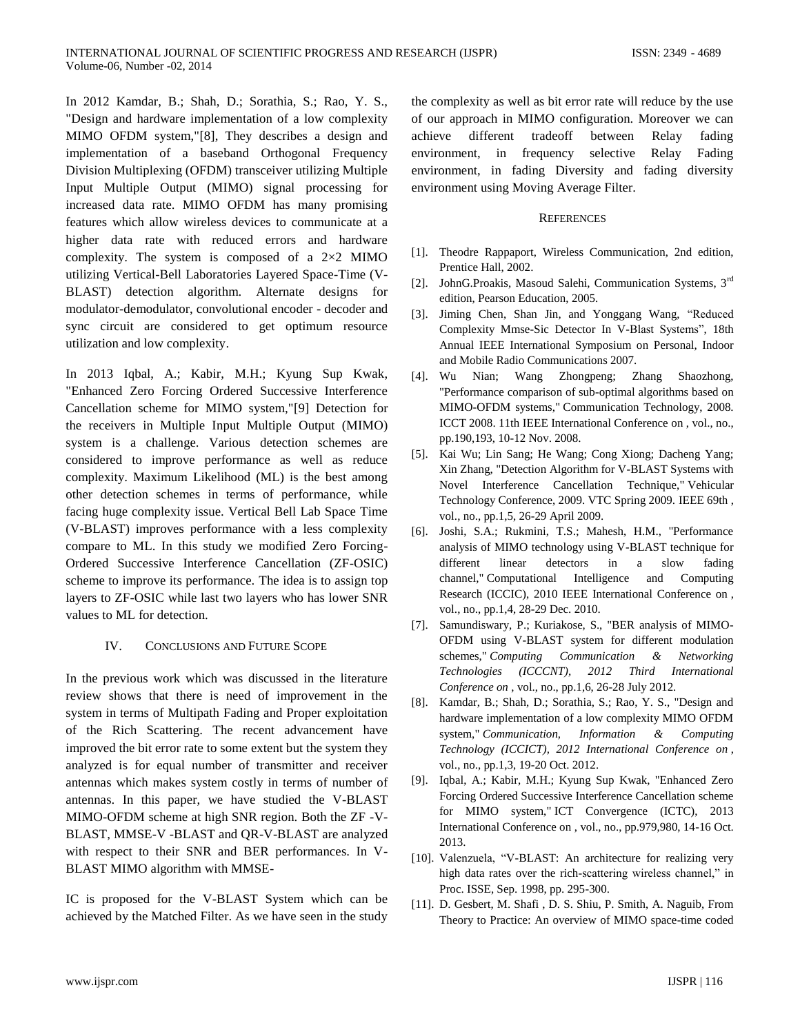In 2012 Kamdar, B.; Shah, D.; Sorathia, S.; Rao, Y. S., "Design and hardware implementation of a low complexity MIMO OFDM system,"[8], They describes a design and implementation of a baseband Orthogonal Frequency Division Multiplexing (OFDM) transceiver utilizing Multiple Input Multiple Output (MIMO) signal processing for increased data rate. MIMO OFDM has many promising features which allow wireless devices to communicate at a higher data rate with reduced errors and hardware complexity. The system is composed of a 2×2 MIMO utilizing Vertical-Bell Laboratories Layered Space-Time (V-BLAST) detection algorithm. Alternate designs for modulator-demodulator, convolutional encoder - decoder and sync circuit are considered to get optimum resource utilization and low complexity.

In 2013 Iqbal, A.; Kabir, M.H.; Kyung Sup Kwak, "Enhanced Zero Forcing Ordered Successive Interference Cancellation scheme for MIMO system,"[9] Detection for the receivers in Multiple Input Multiple Output (MIMO) system is a challenge. Various detection schemes are considered to improve performance as well as reduce complexity. Maximum Likelihood (ML) is the best among other detection schemes in terms of performance, while facing huge complexity issue. Vertical Bell Lab Space Time (V-BLAST) improves performance with a less complexity compare to ML. In this study we modified Zero Forcing-Ordered Successive Interference Cancellation (ZF-OSIC) scheme to improve its performance. The idea is to assign top layers to ZF-OSIC while last two layers who has lower SNR values to ML for detection.

## IV. Conclusions and Future Scope

In the previous work which was discussed in the literature review shows that there is need of improvement in the system in terms of Multipath Fading and Proper exploitation of the Rich Scattering. The recent advancement have improved the bit error rate to some extent but the system they analyzed is for equal number of transmitter and receiver antennas which makes system costly in terms of number of antennas. In this paper, we have studied the V-BLAST MIMO-OFDM scheme at high SNR region. Both the ZF -V-BLAST, MMSE-V -BLAST and QR-V-BLAST are analyzed with respect to their SNR and BER performances. In V-BLAST MIMO algorithm with MMSE-

IC is proposed for the V-BLAST System which can be achieved by the Matched Filter. As we have seen in the study the complexity as well as bit error rate will reduce by the use of our approach in MIMO configuration. Moreover we can achieve different tradeoff between Relay fading environment, in frequency selective Relay Fading environment, in fading Diversity and fading diversity environment using Moving Average Filter.

## References

[1]. Theodre Rappaport, Wireless Communication, 2nd edition, Prentice Hall, 2002.

[2]. JohnG.Proakis, Masoud Salehi, Communication Systems, 3rd edition, Pearson Education, 2005.

[3]. Jiming Chen, Shan Jin, and Yonggang Wang, "Reduced Complexity Mmse-Sic Detector In V-Blast Systems", 18th Annual IEEE International Symposium on Personal, Indoor and Mobile Radio Communications 2007.

[4]. Wu Nian; Wang Zhongpeng; Zhang Shaozhong, "Performance comparison of sub-optimal algorithms based on MIMO-OFDM systems," Communication Technology, 2008. ICCT 2008. 11th IEEE International Conference on , vol., no., pp.190,193, 10-12 Nov. 2008.

[5]. Kai Wu; Lin Sang; He Wang; Cong Xiong; Dacheng Yang; Xin Zhang, "Detection Algorithm for V-BLAST Systems with Novel Interference Cancellation Technique," Vehicular Technology Conference, 2009. VTC Spring 2009. IEEE 69th , vol., no., pp.1,5, 26-29 April 2009.

[6]. Joshi, S.A.; Rukmini, T.S.; Mahesh, H.M., "Performance analysis of MIMO technology using V-BLAST technique for different linear detectors in a slow fading channel," Computational Intelligence and Computing Research (ICCIC), 2010 IEEE International Conference on , vol., no., pp.1,4, 28-29 Dec. 2010.

[7]. Samundiswary, P.; Kuriakose, S., "BER analysis of MIMO-OFDM using V-BLAST system for different modulation schemes," *Computing Communication & Networking Technologies (ICCCNT), 2012 Third International Conference on* , vol., no., pp.1,6, 26-28 July 2012.

[8]. Kamdar, B.; Shah, D.; Sorathia, S.; Rao, Y. S., "Design and hardware implementation of a low complexity MIMO OFDM system," *Communication, Information & Computing Technology (ICCICT), 2012 International Conference on* , vol., no., pp.1,3, 19-20 Oct. 2012.

[9]. Iqbal, A.; Kabir, M.H.; Kyung Sup Kwak, "Enhanced Zero Forcing Ordered Successive Interference Cancellation scheme for MIMO system," ICT Convergence (ICTC), 2013 International Conference on , vol., no., pp.979,980, 14-16 Oct. 2013.

[10]. Valenzuela, "V-BLAST: An architecture for realizing very high data rates over the rich-scattering wireless channel," in Proc. ISSE, Sep. 1998, pp. 295-300.

[11]. D. Gesbert, M. Shafi , D. S. Shiu, P. Smith, A. Naguib, From Theory to Practice: An overview of MIMO space-time coded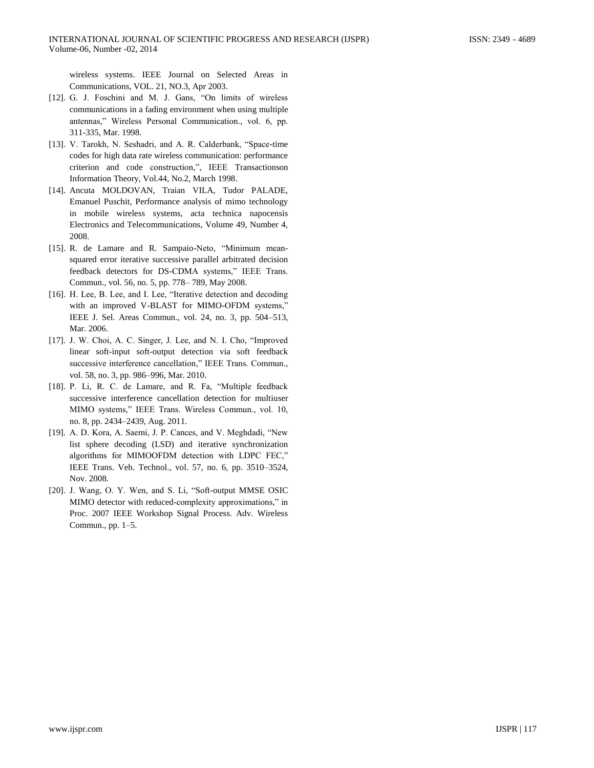wireless systems. IEEE Journal on Selected Areas in Communications, VOL. 21, NO.3, Apr 2003.

[12]. G. J. Foschini and M. J. Gans, "On limits of wireless communications in a fading environment when using multiple antennas," Wireless Personal Communication., vol. 6, pp. 311-335, Mar. 1998.

[13]. V. Tarokh, N. Seshadri, and A. R. Calderbank, "Space-time codes for high data rate wireless communication: performance criterion and code construction,", IEEE Transactionson Information Theory, Vol.44, No.2, March 1998.

[14]. Ancuta MOLDOVAN, Traian VILA, Tudor PALADE, Emanuel Puschit, Performance analysis of mimo technology in mobile wireless systems, acta technica napocensis Electronics and Telecommunications, Volume 49, Number 4, 2008.

[15]. R. de Lamare and R. Sampaio-Neto, "Minimum mean-squared error iterative successive parallel arbitrated decision feedback detectors for DS-CDMA systems," IEEE Trans. Commun., vol. 56, no. 5, pp. 778– 789, May 2008.

[16]. H. Lee, B. Lee, and I. Lee, "Iterative detection and decoding with an improved V-BLAST for MIMO-OFDM systems," IEEE J. Sel. Areas Commun., vol. 24, no. 3, pp. 504–513, Mar. 2006.

[17]. J. W. Choi, A. C. Singer, J. Lee, and N. I. Cho, "Improved linear soft-input soft-output detection via soft feedback successive interference cancellation," IEEE Trans. Commun., vol. 58, no. 3, pp. 986–996, Mar. 2010.

[18]. P. Li, R. C. de Lamare, and R. Fa, "Multiple feedback successive interference cancellation detection for multiuser MIMO systems," IEEE Trans. Wireless Commun., vol. 10, no. 8, pp. 2434–2439, Aug. 2011.

[19]. A. D. Kora, A. Saemi, J. P. Cances, and V. Meghdadi, "New list sphere decoding (LSD) and iterative synchronization algorithms for MIMOOFDM detection with LDPC FEC," IEEE Trans. Veh. Technol., vol. 57, no. 6, pp. 3510–3524, Nov. 2008.

[20]. J. Wang, O. Y. Wen, and S. Li, "Soft-output MMSE OSIC MIMO detector with reduced-complexity approximations," in Proc. 2007 IEEE Workshop Signal Process. Adv. Wireless Commun., pp. 1–5.